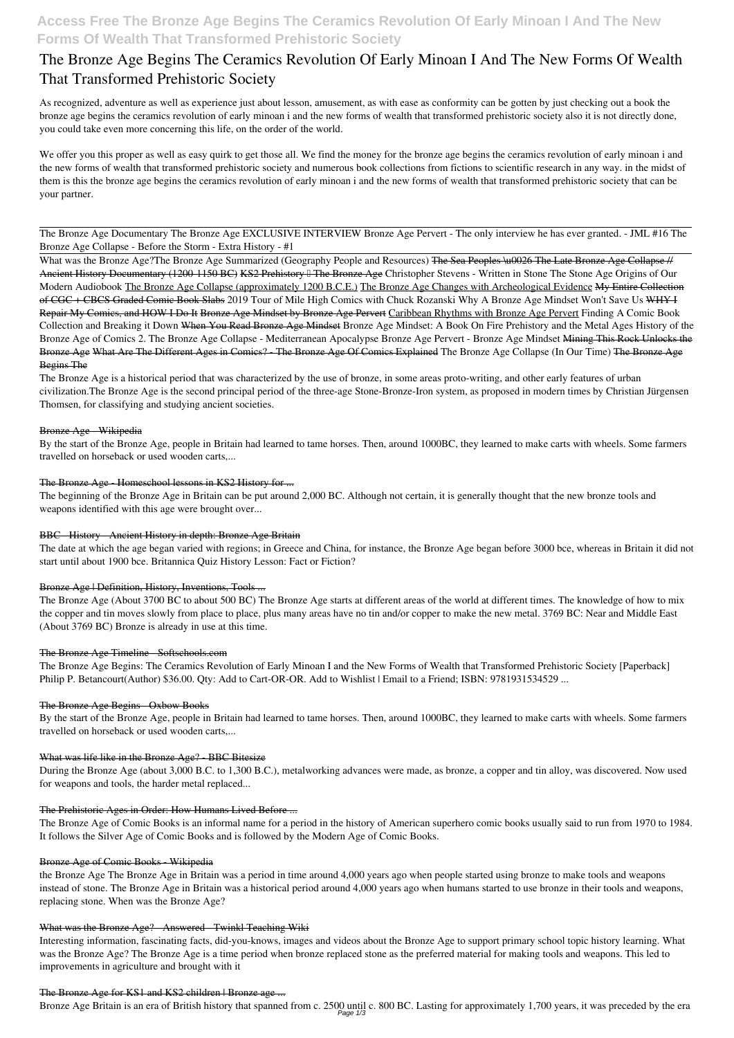# The Bronze Age Begins The Ceramics Revolution Of Early Minoan I And The New Forms Of Wealth That Transformed Prehistoric Society

As recognized, adventure as well as experience just about lesson, amusement, as with ease as conformity can be gotten by just checking out a book the bronze age begins the ceramics revolution of early minoan i and the new forms of wealth that transformed prehistoric society also it is not directly done, you could take even more concerning this life, on the order of the world.

We offer you this proper as well as easy quirk to get those all. We find the money for the bronze age begins the ceramics revolution of early minoan i and the new forms of wealth that transformed prehistoric society and numerous book collections from fictions to scientific research in any way. in the midst of them is this the bronze age begins the ceramics revolution of early minoan i and the new forms of wealth that transformed prehistoric society that can be your partner.

The Bronze Age Documentary The Bronze Age EXCLUSIVE INTERVIEW Bronze Age Pervert - The only interview he has ever granted. - JML #16 The Bronze Age Collapse - Before the Storm - Extra History - #1

What was the Bronze Age?The Bronze Age Summarized (Geography People and Resources) The Sea Peoples \u0026 The Late Bronze Age Collapse // Ancient History Documentary (1200-1150 BC) KS2 Prehistory – The Bronze Age Christopher Stevens - Written in Stone The Stone Age Origins of Our Modern Audiobook The Bronze Age Collapse (approximately 1200 B.C.E.) The Bronze Age Changes with Archeological Evidence My Entire Collection of CGC + CBCS Graded Comic Book Slabs 2019 Tour of Mile High Comics with Chuck Rozanski Why A Bronze Age Mindset Won't Save Us WHY I Repair My Comics, and HOW I Do It Bronze Age Mindset by Bronze Age Pervert Caribbean Rhythms with Bronze Age Pervert Finding A Comic Book Collection and Breaking it Down When You Read Bronze Age Mindset Bronze Age Mindset: A Book On Fire Prehistory and the Metal Ages History of the Bronze Age of Comics 2. The Bronze Age Collapse - Mediterranean Apocalypse Bronze Age Pervert - Bronze Age Mindset Mining This Rock Unlocks the Bronze Age What Are The Different Ages in Comics? - The Bronze Age Of Comics Explained The Bronze Age Collapse (In Our Time) The Bronze Age Begins The

The Bronze Age is a historical period that was characterized by the use of bronze, in some areas proto-writing, and other early features of urban civilization.The Bronze Age is the second principal period of the three-age Stone-Bronze-Iron system, as proposed in modern times by Christian Jürgensen Thomsen, for classifying and studying ancient societies.

## Bronze Age - Wikipedia

By the start of the Bronze Age, people in Britain had learned to tame horses. Then, around 1000BC, they learned to make carts with wheels. Some farmers travelled on horseback or used wooden carts,...

## The Bronze Age - Homeschool lessons in KS2 History for ...

The beginning of the Bronze Age in Britain can be put around 2,000 BC. Although not certain, it is generally thought that the new bronze tools and weapons identified with this age were brought over...

## BBC - History - Ancient History in depth: Bronze Age Britain

The date at which the age began varied with regions; in Greece and China, for instance, the Bronze Age began before 3000 bce, whereas in Britain it did not start until about 1900 bce. Britannica Quiz History Lesson: Fact or Fiction?

## Bronze Age | Definition, History, Inventions, Tools ...

The Bronze Age (About 3700 BC to about 500 BC) The Bronze Age starts at different areas of the world at different times. The knowledge of how to mix the copper and tin moves slowly from place to place, plus many areas have no tin and/or copper to make the new metal. 3769 BC: Near and Middle East (About 3769 BC) Bronze is already in use at this time.

## The Bronze Age Timeline - Softschools.com

The Bronze Age Begins: The Ceramics Revolution of Early Minoan I and the New Forms of Wealth that Transformed Prehistoric Society [Paperback] Philip P. Betancourt(Author) $36.00. Qty: Add to Cart-OR-OR. Add to Wishlist | Email to a Friend; ISBN: 9781931534529 ...

## The Bronze Age Begins - Oxbow Books

By the start of the Bronze Age, people in Britain had learned to tame horses. Then, around 1000BC, they learned to make carts with wheels. Some farmers travelled on horseback or used wooden carts,...

## What was life like in the Bronze Age? - BBC Bitesize

During the Bronze Age (about 3,000 B.C. to 1,300 B.C.), metalworking advances were made, as bronze, a copper and tin alloy, was discovered. Now used for weapons and tools, the harder metal replaced...

## The Prehistoric Ages in Order: How Humans Lived Before ...

The Bronze Age of Comic Books is an informal name for a period in the history of American superhero comic books usually said to run from 1970 to 1984. It follows the Silver Age of Comic Books and is followed by the Modern Age of Comic Books.

## Bronze Age of Comic Books - Wikipedia

the Bronze Age The Bronze Age in Britain was a period in time around 4,000 years ago when people started using bronze to make tools and weapons instead of stone. The Bronze Age in Britain was a historical period around 4,000 years ago when humans started to use bronze in their tools and weapons, replacing stone. When was the Bronze Age?

## What was the Bronze Age? - Answered - Twinkl Teaching Wiki

Interesting information, fascinating facts, did-you-knows, images and videos about the Bronze Age to support primary school topic history learning. What was the Bronze Age? The Bronze Age is a time period when bronze replaced stone as the preferred material for making tools and weapons. This led to improvements in agriculture and brought with it

## The Bronze Age for KS1 and KS2 children | Bronze age ...

Bronze Age Britain is an era of British history that spanned from c. 2500 until c. 800 BC. Lasting for approximately 1,700 years, it was preceded by the era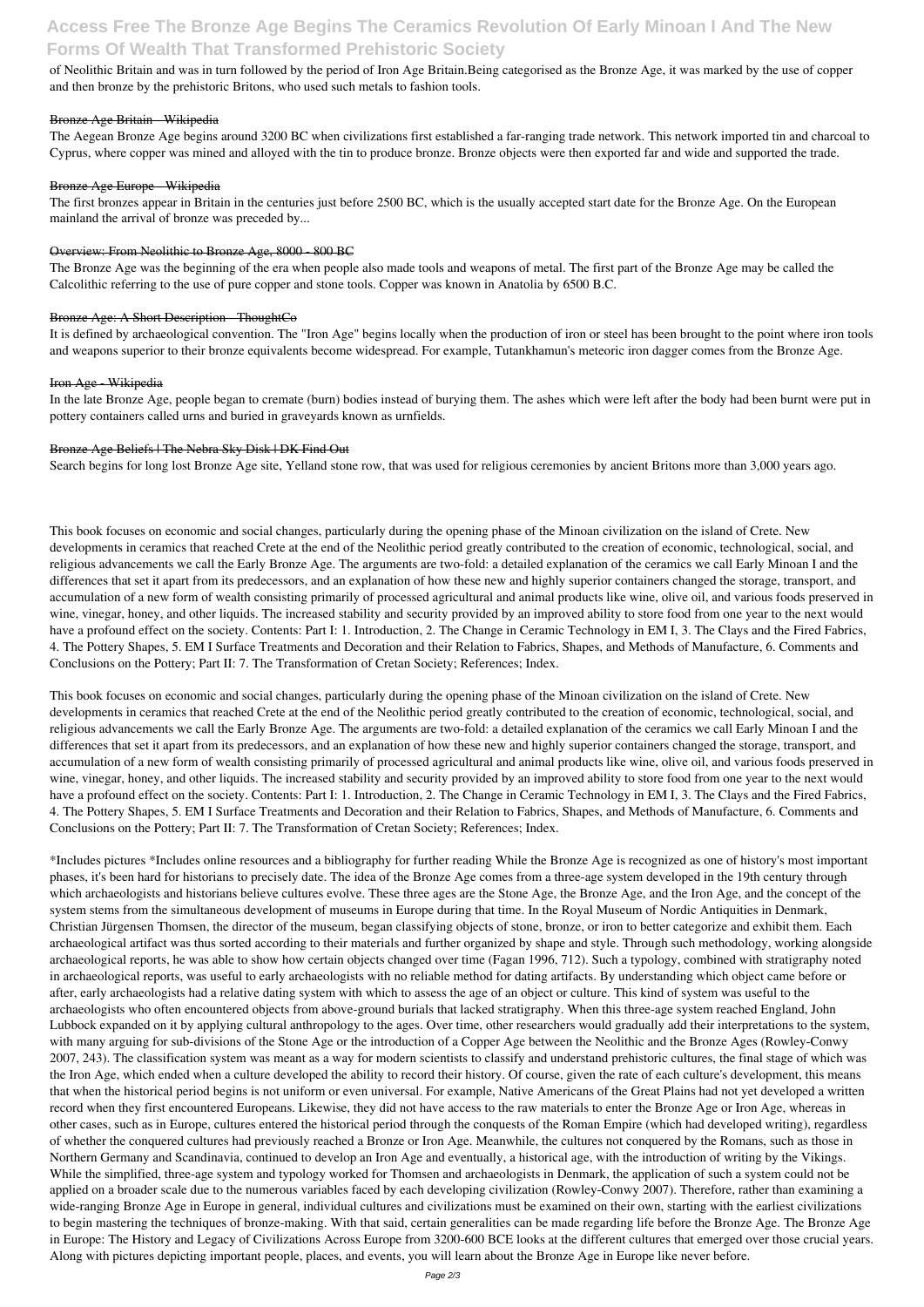of Neolithic Britain and was in turn followed by the period of Iron Age Britain.Being categorised as the Bronze Age, it was marked by the use of copper and then bronze by the prehistoric Britons, who used such metals to fashion tools.

Bronze Age Britain - Wikipedia

The Aegean Bronze Age begins around 3200 BC when civilizations first established a far-ranging trade network. This network imported tin and charcoal to Cyprus, where copper was mined and alloyed with the tin to produce bronze. Bronze objects were then exported far and wide and supported the trade.

Bronze Age Europe - Wikipedia

The first bronzes appear in Britain in the centuries just before 2500 BC, which is the usually accepted start date for the Bronze Age. On the European mainland the arrival of bronze was preceded by...

Overview: From Neolithic to Bronze Age, 8000 - 800 BC

The Bronze Age was the beginning of the era when people also made tools and weapons of metal. The first part of the Bronze Age may be called the Calcolithic referring to the use of pure copper and stone tools. Copper was known in Anatolia by 6500 B.C.

Bronze Age: A Short Description - ThoughtCo

It is defined by archaeological convention. The "Iron Age" begins locally when the production of iron or steel has been brought to the point where iron tools and weapons superior to their bronze equivalents become widespread. For example, Tutankhamun's meteoric iron dagger comes from the Bronze Age.

Iron Age - Wikipedia

In the late Bronze Age, people began to cremate (burn) bodies instead of burying them. The ashes which were left after the body had been burnt were put in pottery containers called urns and buried in graveyards known as urnfields.

Bronze Age Beliefs | The Nebra Sky Disk | DK Find Out

Search begins for long lost Bronze Age site, Yelland stone row, that was used for religious ceremonies by ancient Britons more than 3,000 years ago.

This book focuses on economic and social changes, particularly during the opening phase of the Minoan civilization on the island of Crete. New developments in ceramics that reached Crete at the end of the Neolithic period greatly contributed to the creation of economic, technological, social, and religious advancements we call the Early Bronze Age. The arguments are two-fold: a detailed explanation of the ceramics we call Early Minoan I and the differences that set it apart from its predecessors, and an explanation of how these new and highly superior containers changed the storage, transport, and accumulation of a new form of wealth consisting primarily of processed agricultural and animal products like wine, olive oil, and various foods preserved in wine, vinegar, honey, and other liquids. The increased stability and security provided by an improved ability to store food from one year to the next would have a profound effect on the society. Contents: Part I: 1. Introduction, 2. The Change in Ceramic Technology in EM I, 3. The Clays and the Fired Fabrics, 4. The Pottery Shapes, 5. EM I Surface Treatments and Decoration and their Relation to Fabrics, Shapes, and Methods of Manufacture, 6. Comments and Conclusions on the Pottery; Part II: 7. The Transformation of Cretan Society; References; Index.

This book focuses on economic and social changes, particularly during the opening phase of the Minoan civilization on the island of Crete. New developments in ceramics that reached Crete at the end of the Neolithic period greatly contributed to the creation of economic, technological, social, and religious advancements we call the Early Bronze Age. The arguments are two-fold: a detailed explanation of the ceramics we call Early Minoan I and the differences that set it apart from its predecessors, and an explanation of how these new and highly superior containers changed the storage, transport, and accumulation of a new form of wealth consisting primarily of processed agricultural and animal products like wine, olive oil, and various foods preserved in wine, vinegar, honey, and other liquids. The increased stability and security provided by an improved ability to store food from one year to the next would have a profound effect on the society. Contents: Part I: 1. Introduction, 2. The Change in Ceramic Technology in EM I, 3. The Clays and the Fired Fabrics, 4. The Pottery Shapes, 5. EM I Surface Treatments and Decoration and their Relation to Fabrics, Shapes, and Methods of Manufacture, 6. Comments and Conclusions on the Pottery; Part II: 7. The Transformation of Cretan Society; References; Index.

*Includes pictures *Includes online resources and a bibliography for further reading While the Bronze Age is recognized as one of history's most important phases, it's been hard for historians to precisely date. The idea of the Bronze Age comes from a three-age system developed in the 19th century through which archaeologists and historians believe cultures evolve. These three ages are the Stone Age, the Bronze Age, and the Iron Age, and the concept of the system stems from the simultaneous development of museums in Europe during that time. In the Royal Museum of Nordic Antiquities in Denmark, Christian Jürgensen Thomsen, the director of the museum, began classifying objects of stone, bronze, or iron to better categorize and exhibit them. Each archaeological artifact was thus sorted according to their materials and further organized by shape and style. Through such methodology, working alongside archaeological reports, he was able to show how certain objects changed over time (Fagan 1996, 712). Such a typology, combined with stratigraphy noted in archaeological reports, was useful to early archaeologists with no reliable method for dating artifacts. By understanding which object came before or after, early archaeologists had a relative dating system with which to assess the age of an object or culture. This kind of system was useful to the archaeologists who often encountered objects from above-ground burials that lacked stratigraphy. When this three-age system reached England, John Lubbock expanded on it by applying cultural anthropology to the ages. Over time, other researchers would gradually add their interpretations to the system, with many arguing for sub-divisions of the Stone Age or the introduction of a Copper Age between the Neolithic and the Bronze Ages (Rowley-Conwy 2007, 243). The classification system was meant as a way for modern scientists to classify and understand prehistoric cultures, the final stage of which was the Iron Age, which ended when a culture developed the ability to record their history. Of course, given the rate of each culture's development, this means that when the historical period begins is not uniform or even universal. For example, Native Americans of the Great Plains had not yet developed a written record when they first encountered Europeans. Likewise, they did not have access to the raw materials to enter the Bronze Age or Iron Age, whereas in other cases, such as in Europe, cultures entered the historical period through the conquests of the Roman Empire (which had developed writing), regardless of whether the conquered cultures had previously reached a Bronze or Iron Age. Meanwhile, the cultures not conquered by the Romans, such as those in Northern Germany and Scandinavia, continued to develop an Iron Age and eventually, a historical age, with the introduction of writing by the Vikings. While the simplified, three-age system and typology worked for Thomsen and archaeologists in Denmark, the application of such a system could not be applied on a broader scale due to the numerous variables faced by each developing civilization (Rowley-Conwy 2007). Therefore, rather than examining a wide-ranging Bronze Age in Europe in general, individual cultures and civilizations must be examined on their own, starting with the earliest civilizations to begin mastering the techniques of bronze-making. With that said, certain generalities can be made regarding life before the Bronze Age. The Bronze Age in Europe: The History and Legacy of Civilizations Across Europe from 3200-600 BCE looks at the different cultures that emerged over those crucial years. Along with pictures depicting important people, places, and events, you will learn about the Bronze Age in Europe like never before.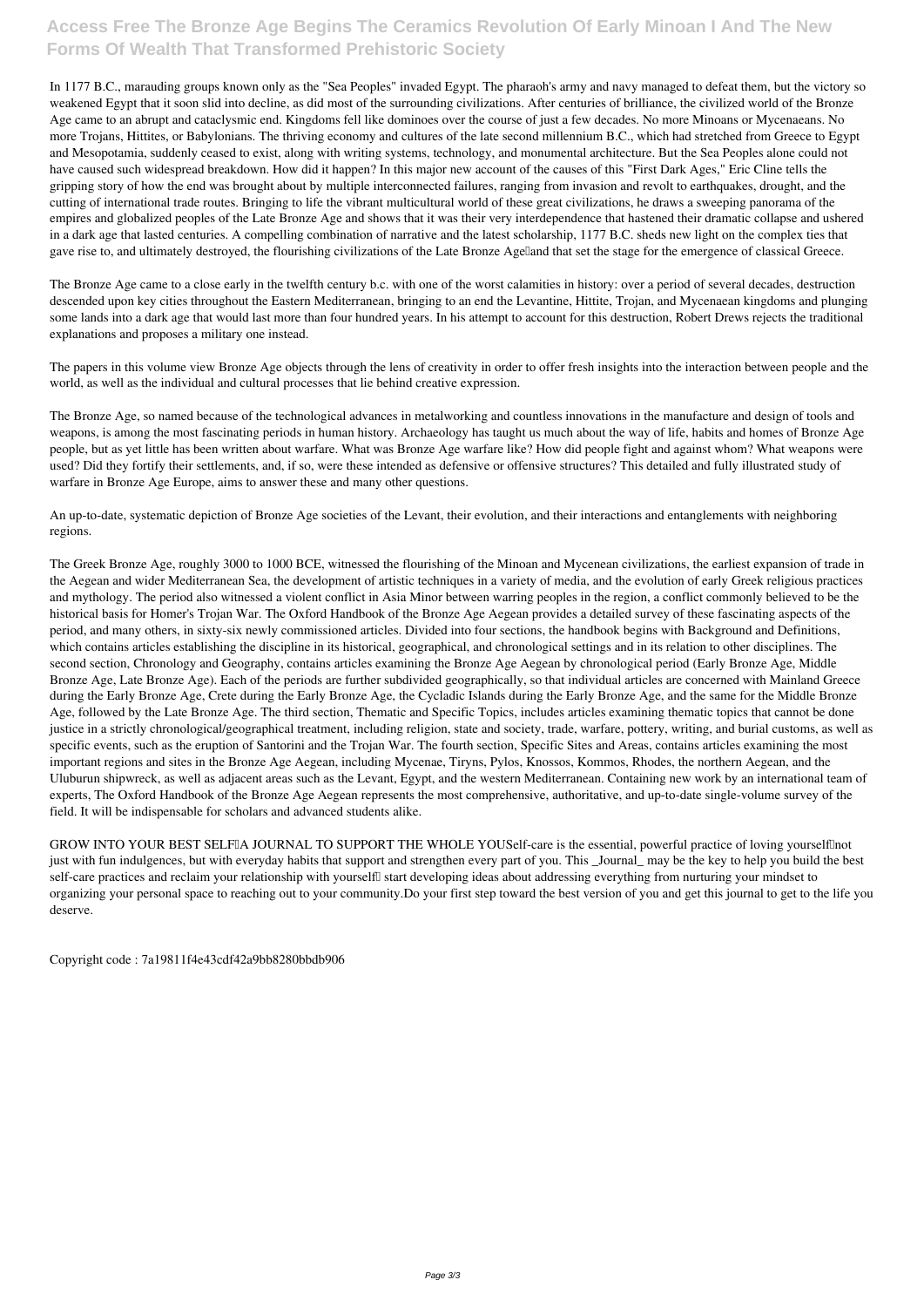In 1177 B.C., marauding groups known only as the "Sea Peoples" invaded Egypt. The pharaoh's army and navy managed to defeat them, but the victory so weakened Egypt that it soon slid into decline, as did most of the surrounding civilizations. After centuries of brilliance, the civilized world of the Bronze Age came to an abrupt and cataclysmic end. Kingdoms fell like dominoes over the course of just a few decades. No more Minoans or Mycenaeans. No more Trojans, Hittites, or Babylonians. The thriving economy and cultures of the late second millennium B.C., which had stretched from Greece to Egypt and Mesopotamia, suddenly ceased to exist, along with writing systems, technology, and monumental architecture. But the Sea Peoples alone could not have caused such widespread breakdown. How did it happen? In this major new account of the causes of this "First Dark Ages," Eric Cline tells the gripping story of how the end was brought about by multiple interconnected failures, ranging from invasion and revolt to earthquakes, drought, and the cutting of international trade routes. Bringing to life the vibrant multicultural world of these great civilizations, he draws a sweeping panorama of the empires and globalized peoples of the Late Bronze Age and shows that it was their very interdependence that hastened their dramatic collapse and ushered in a dark age that lasted centuries. A compelling combination of narrative and the latest scholarship, 1177 B.C. sheds new light on the complex ties that gave rise to, and ultimately destroyed, the flourishing civilizations of the Late Bronze Age—and that set the stage for the emergence of classical Greece.

The Bronze Age came to a close early in the twelfth century b.c. with one of the worst calamities in history: over a period of several decades, destruction descended upon key cities throughout the Eastern Mediterranean, bringing to an end the Levantine, Hittite, Trojan, and Mycenaean kingdoms and plunging some lands into a dark age that would last more than four hundred years. In his attempt to account for this destruction, Robert Drews rejects the traditional explanations and proposes a military one instead.

The papers in this volume view Bronze Age objects through the lens of creativity in order to offer fresh insights into the interaction between people and the world, as well as the individual and cultural processes that lie behind creative expression.

The Bronze Age, so named because of the technological advances in metalworking and countless innovations in the manufacture and design of tools and weapons, is among the most fascinating periods in human history. Archaeology has taught us much about the way of life, habits and homes of Bronze Age people, but as yet little has been written about warfare. What was Bronze Age warfare like? How did people fight and against whom? What weapons were used? Did they fortify their settlements, and, if so, were these intended as defensive or offensive structures? This detailed and fully illustrated study of warfare in Bronze Age Europe, aims to answer these and many other questions.

An up-to-date, systematic depiction of Bronze Age societies of the Levant, their evolution, and their interactions and entanglements with neighboring regions.

The Greek Bronze Age, roughly 3000 to 1000 BCE, witnessed the flourishing of the Minoan and Mycenean civilizations, the earliest expansion of trade in the Aegean and wider Mediterranean Sea, the development of artistic techniques in a variety of media, and the evolution of early Greek religious practices and mythology. The period also witnessed a violent conflict in Asia Minor between warring peoples in the region, a conflict commonly believed to be the historical basis for Homer's Trojan War. The Oxford Handbook of the Bronze Age Aegean provides a detailed survey of these fascinating aspects of the period, and many others, in sixty-six newly commissioned articles. Divided into four sections, the handbook begins with Background and Definitions, which contains articles establishing the discipline in its historical, geographical, and chronological settings and in its relation to other disciplines. The second section, Chronology and Geography, contains articles examining the Bronze Age Aegean by chronological period (Early Bronze Age, Middle Bronze Age, Late Bronze Age). Each of the periods are further subdivided geographically, so that individual articles are concerned with Mainland Greece during the Early Bronze Age, Crete during the Early Bronze Age, the Cycladic Islands during the Early Bronze Age, and the same for the Middle Bronze Age, followed by the Late Bronze Age. The third section, Thematic and Specific Topics, includes articles examining thematic topics that cannot be done justice in a strictly chronological/geographical treatment, including religion, state and society, trade, warfare, pottery, writing, and burial customs, as well as specific events, such as the eruption of Santorini and the Trojan War. The fourth section, Specific Sites and Areas, contains articles examining the most important regions and sites in the Bronze Age Aegean, including Mycenae, Tiryns, Pylos, Knossos, Kommos, Rhodes, the northern Aegean, and the Uluburun shipwreck, as well as adjacent areas such as the Levant, Egypt, and the western Mediterranean. Containing new work by an international team of experts, The Oxford Handbook of the Bronze Age Aegean represents the most comprehensive, authoritative, and up-to-date single-volume survey of the field. It will be indispensable for scholars and advanced students alike.

GROW INTO YOUR BEST SELF—A JOURNAL TO SUPPORT THE WHOLE YOUSelf-care is the essential, powerful practice of loving yourself—not just with fun indulgences, but with everyday habits that support and strengthen every part of you. This _Journal_ may be the key to help you build the best self-care practices and reclaim your relationship with yourself— start developing ideas about addressing everything from nurturing your mindset to organizing your personal space to reaching out to your community.Do your first step toward the best version of you and get this journal to get to the life you deserve.

Copyright code : 7a19811f4e43cdf42a9bb8280bbdb906